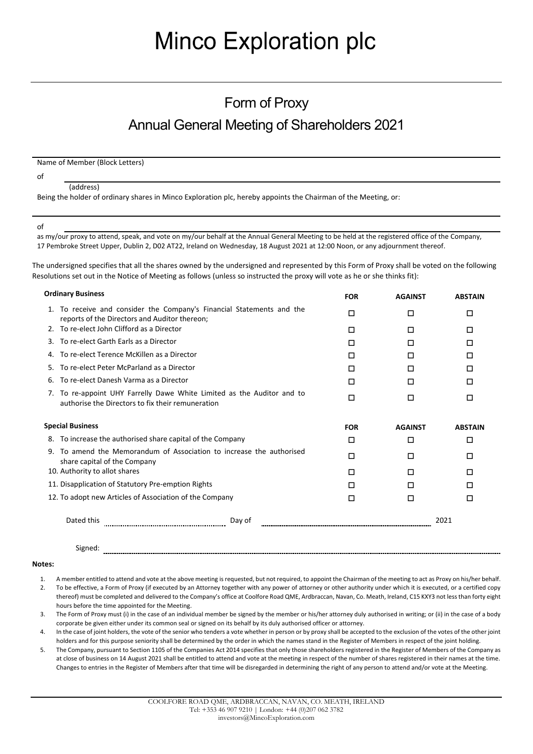# Minco Exploration plc

## Form of Proxy

## Annual General Meeting of Shareholders 2021

Name of Member (Block Letters)

of

(address)

Being the holder of ordinary shares in Minco Exploration plc, hereby appoints the Chairman of the Meeting, or:

of

as my/our proxy to attend, speak, and vote on my/our behalf at the Annual General Meeting to be held at the registered office of the Company, 17 Pembroke Street Upper, Dublin 2, D02 AT22, Ireland on Wednesday, 18 August 2021 at 12:00 Noon, or any adjournment thereof.

The undersigned specifies that all the shares owned by the undersigned and represented by this Form of Proxy shall be voted on the following Resolutions set out in the Notice of Meeting as follows (unless so instructed the proxy will vote as he or she thinks fit):

| **Ordinary Business** | **FOR** | **AGAINST** | **ABSTAIN** |
|---|---|---|---|
| 1. To receive and consider the Company's Financial Statements and the reports of the Directors and Auditor thereon; | ☐ | ☐ | ☐ |
| 2. To re-elect John Clifford as a Director | ☐ | ☐ | ☐ |
| 3. To re-elect Garth Earls as a Director | ☐ | ☐ | ☐ |
| 4. To re-elect Terence McKillen as a Director | ☐ | ☐ | ☐ |
| 5. To re-elect Peter McParland as a Director | ☐ | ☐ | ☐ |
| 6. To re-elect Danesh Varma as a Director | ☐ | ☐ | ☐ |
| 7. To re-appoint UHY Farrelly Dawe White Limited as the Auditor and to authorise the Directors to fix their remuneration | ☐ | ☐ | ☐ |

| **Special Business** | **FOR** | **AGAINST** | **ABSTAIN** |
|---|---|---|---|
| 8. To increase the authorised share capital of the Company | ☐ | ☐ | ☐ |
| 9. To amend the Memorandum of Association to increase the authorised share capital of the Company | ☐ | ☐ | ☐ |
| 10. Authority to allot shares | ☐ | ☐ | ☐ |
| 11. Disapplication of Statutory Pre-emption Rights | ☐ | ☐ | ☐ |
| 12. To adopt new Articles of Association of the Company | ☐ | ☐ | ☐ |

Dated this .................................................... Day of ........................................................................... 2021

Signed: ..........................................................................................................................................

**Notes:**

1. A member entitled to attend and vote at the above meeting is requested, but not required, to appoint the Chairman of the meeting to act as Proxy on his/her behalf.
2. To be effective, a Form of Proxy (if executed by an Attorney together with any power of attorney or other authority under which it is executed, or a certified copy thereof) must be completed and delivered to the Company's office at Coolfore Road QME, Ardbraccan, Navan, Co. Meath, Ireland, C15 KXY3 not less than forty eight hours before the time appointed for the Meeting.
3. The Form of Proxy must (i) in the case of an individual member be signed by the member or his/her attorney duly authorised in writing; or (ii) in the case of a body corporate be given either under its common seal or signed on its behalf by its duly authorised officer or attorney.
4. In the case of joint holders, the vote of the senior who tenders a vote whether in person or by proxy shall be accepted to the exclusion of the votes of the other joint holders and for this purpose seniority shall be determined by the order in which the names stand in the Register of Members in respect of the joint holding.
5. The Company, pursuant to Section 1105 of the Companies Act 2014 specifies that only those shareholders registered in the Register of Members of the Company as at close of business on 14 August 2021 shall be entitled to attend and vote at the meeting in respect of the number of shares registered in their names at the time. Changes to entries in the Register of Members after that time will be disregarded in determining the right of any person to attend and/or vote at the Meeting.

COOLFORE ROAD QME, ARDBRACCAN, NAVAN, CO. MEATH, IRELAND
Tel: +353 46 907 9210 | London: +44 (0)207 062 3782
investors@MincoExploration.com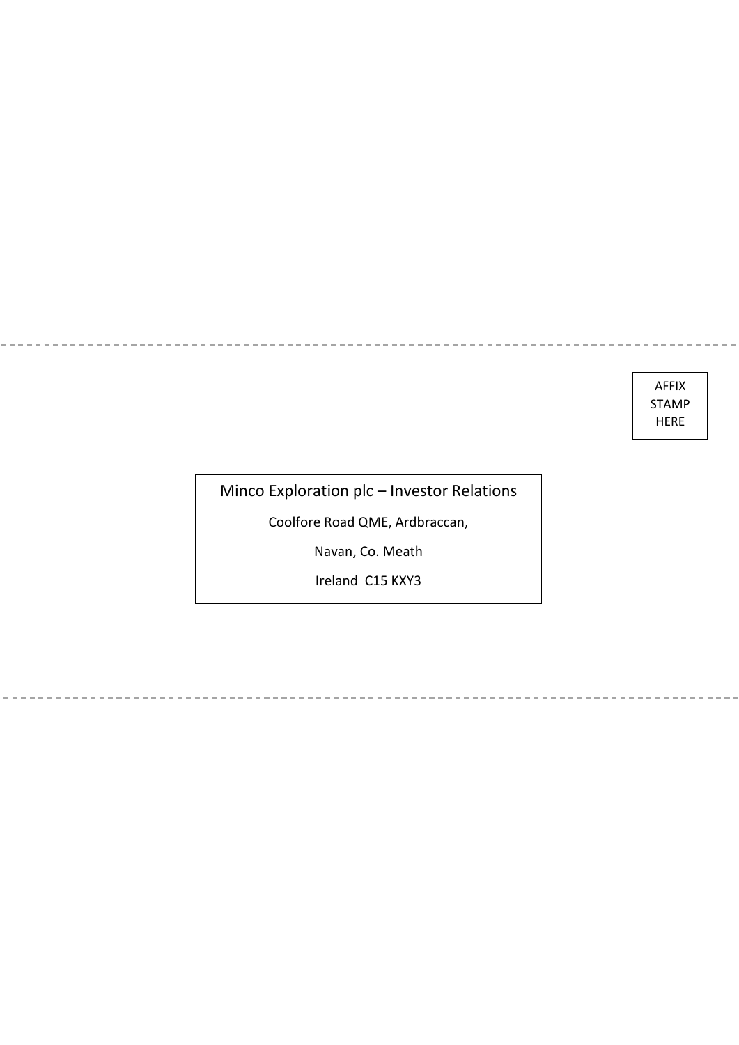AFFIX
STAMP
HERE

Minco Exploration plc – Investor Relations

Coolfore Road QME, Ardbraccan,

Navan, Co. Meath

Ireland C15 KXY3